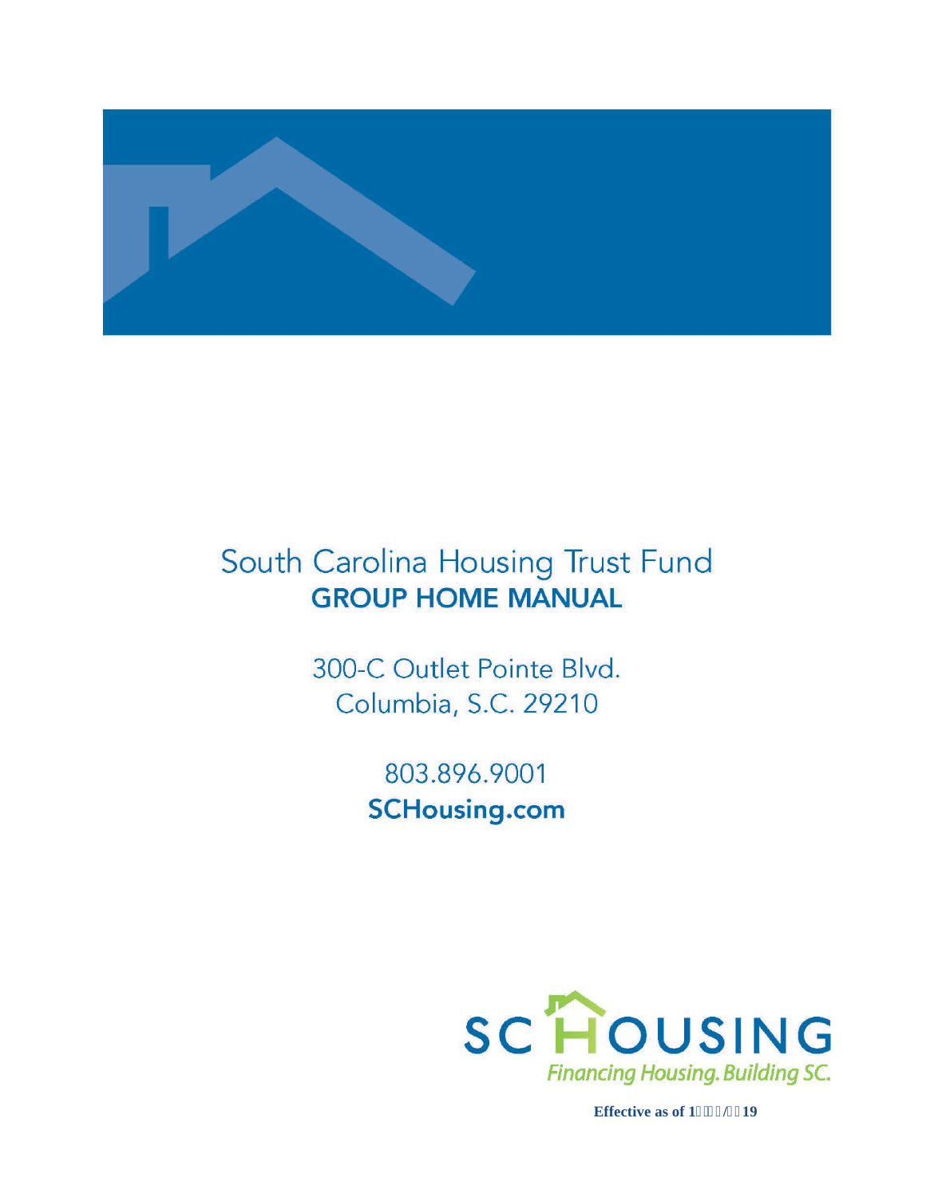# South Carolina Housing Trust Fund
## GROUP HOME MANUAL

300-C Outlet Pointe Blvd.
Columbia, S.C. 29210

803.896.9001
**SCHousing.com**

SC HOUSING
*Financing Housing. Building SC.*

**Effective as of 1/19**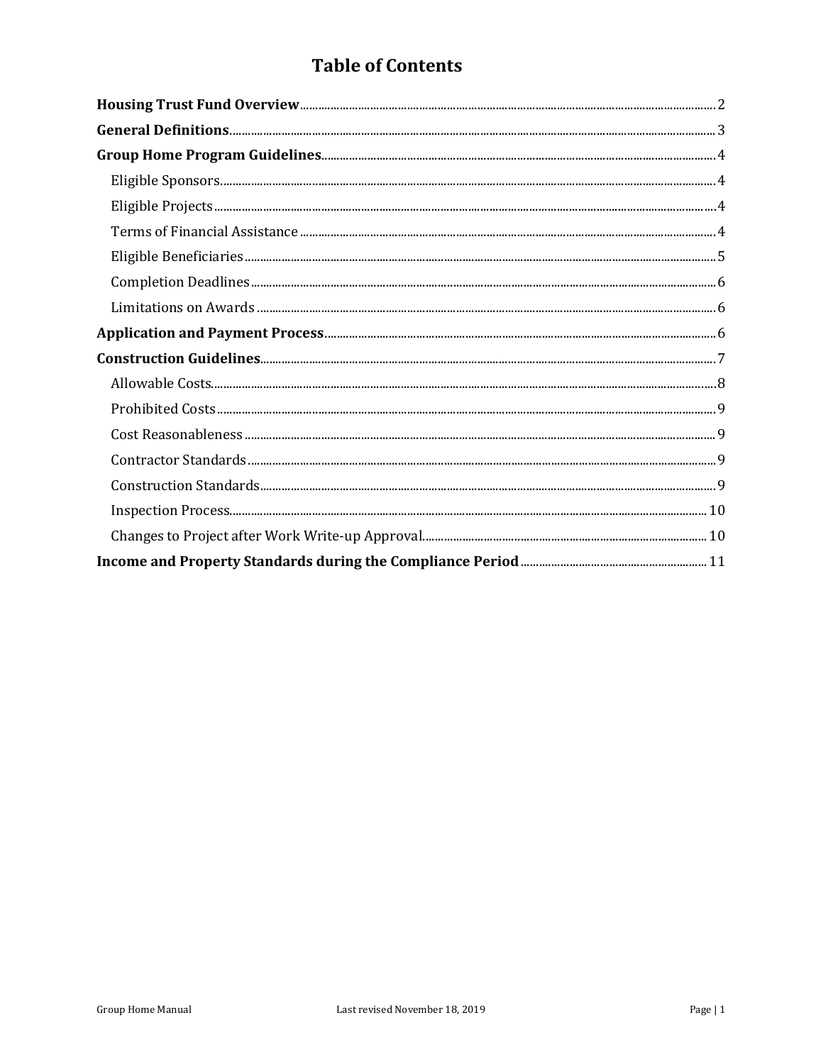# Table of Contents

**Housing Trust Fund Overview** ..... 2

**General Definitions** ..... 3

**Group Home Program Guidelines** ..... 4

- Eligible Sponsors ..... 4
- Eligible Projects ..... 4
- Terms of Financial Assistance ..... 4
- Eligible Beneficiaries ..... 5
- Completion Deadlines ..... 6
- Limitations on Awards ..... 6

**Application and Payment Process** ..... 6

**Construction Guidelines** ..... 7

- Allowable Costs ..... 8
- Prohibited Costs ..... 9
- Cost Reasonableness ..... 9
- Contractor Standards ..... 9
- Construction Standards ..... 9
- Inspection Process ..... 10
- Changes to Project after Work Write-up Approval ..... 10

**Income and Property Standards during the Compliance Period** ..... 11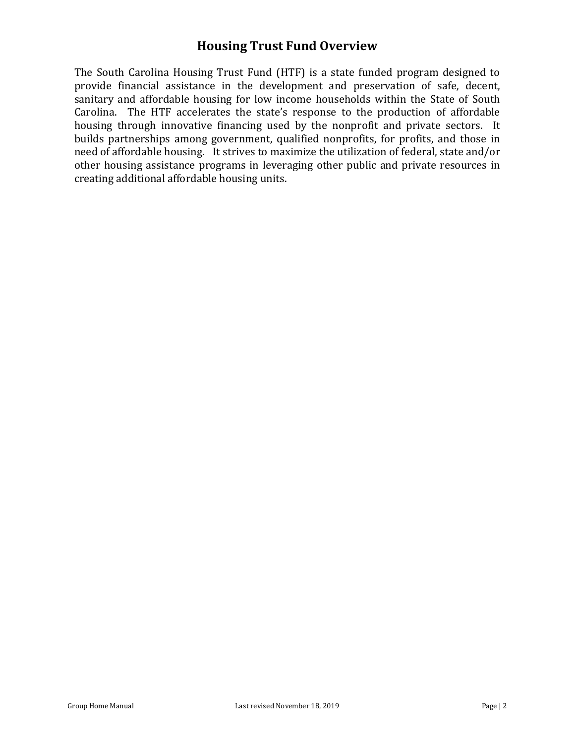# Housing Trust Fund Overview

The South Carolina Housing Trust Fund (HTF) is a state funded program designed to provide financial assistance in the development and preservation of safe, decent, sanitary and affordable housing for low income households within the State of South Carolina. The HTF accelerates the state's response to the production of affordable housing through innovative financing used by the nonprofit and private sectors. It builds partnerships among government, qualified nonprofits, for profits, and those in need of affordable housing. It strives to maximize the utilization of federal, state and/or other housing assistance programs in leveraging other public and private resources in creating additional affordable housing units.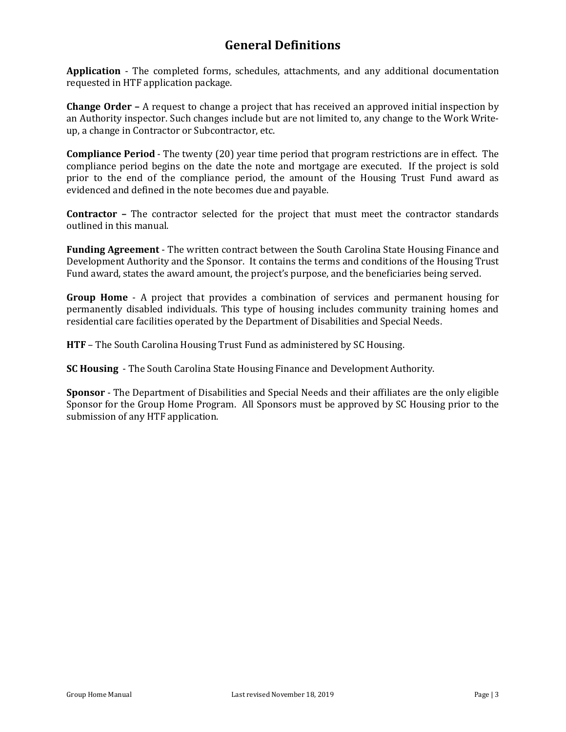## General Definitions

**Application** - The completed forms, schedules, attachments, and any additional documentation requested in HTF application package.

**Change Order –** A request to change a project that has received an approved initial inspection by an Authority inspector. Such changes include but are not limited to, any change to the Work Write-up, a change in Contractor or Subcontractor, etc.

**Compliance Period** - The twenty (20) year time period that program restrictions are in effect. The compliance period begins on the date the note and mortgage are executed. If the project is sold prior to the end of the compliance period, the amount of the Housing Trust Fund award as evidenced and defined in the note becomes due and payable.

**Contractor –** The contractor selected for the project that must meet the contractor standards outlined in this manual.

**Funding Agreement** - The written contract between the South Carolina State Housing Finance and Development Authority and the Sponsor. It contains the terms and conditions of the Housing Trust Fund award, states the award amount, the project's purpose, and the beneficiaries being served.

**Group Home** - A project that provides a combination of services and permanent housing for permanently disabled individuals. This type of housing includes community training homes and residential care facilities operated by the Department of Disabilities and Special Needs.

**HTF** – The South Carolina Housing Trust Fund as administered by SC Housing.

**SC Housing** - The South Carolina State Housing Finance and Development Authority.

**Sponsor** - The Department of Disabilities and Special Needs and their affiliates are the only eligible Sponsor for the Group Home Program. All Sponsors must be approved by SC Housing prior to the submission of any HTF application.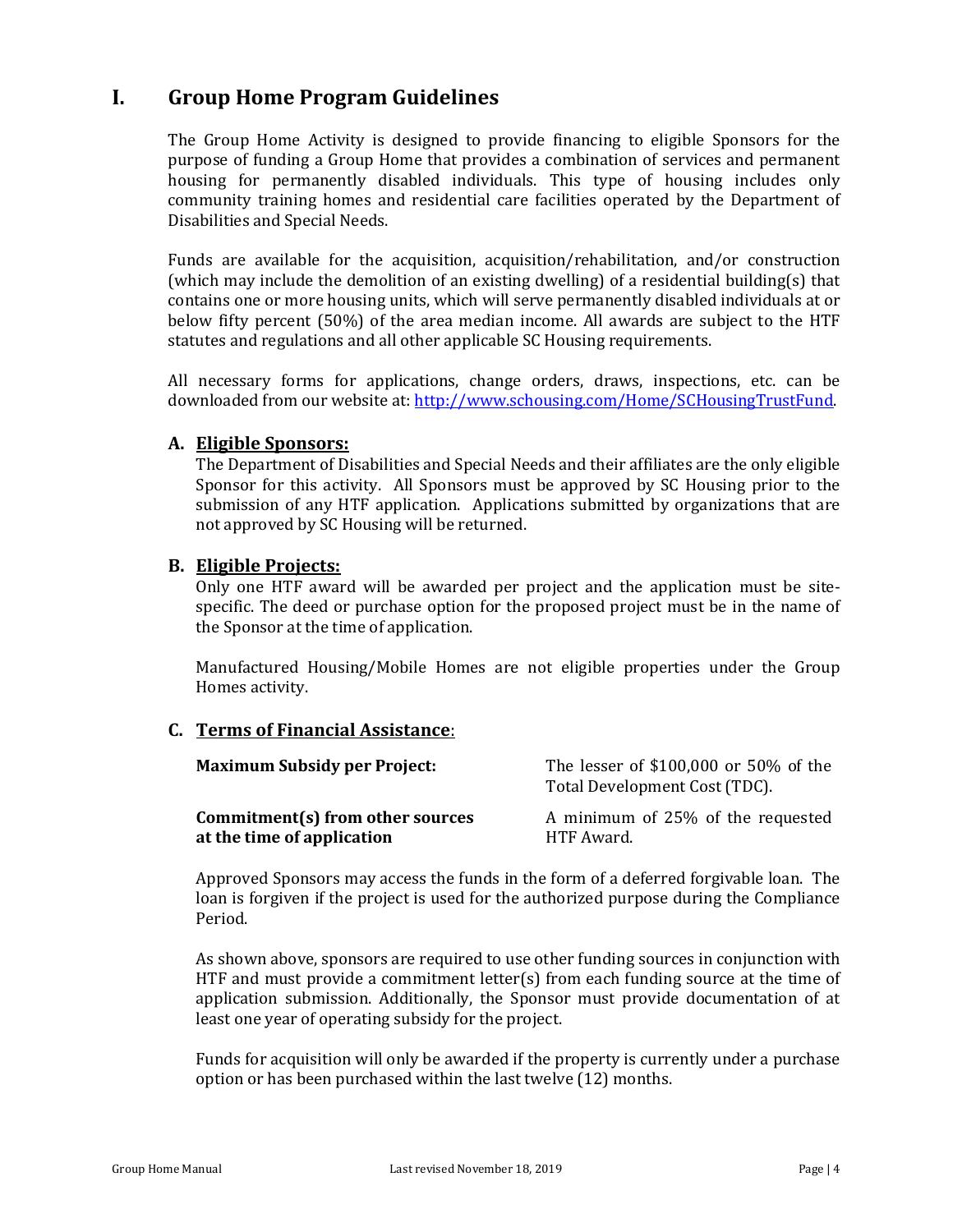# I. Group Home Program Guidelines

The Group Home Activity is designed to provide financing to eligible Sponsors for the purpose of funding a Group Home that provides a combination of services and permanent housing for permanently disabled individuals. This type of housing includes only community training homes and residential care facilities operated by the Department of Disabilities and Special Needs.

Funds are available for the acquisition, acquisition/rehabilitation, and/or construction (which may include the demolition of an existing dwelling) of a residential building(s) that contains one or more housing units, which will serve permanently disabled individuals at or below fifty percent (50%) of the area median income. All awards are subject to the HTF statutes and regulations and all other applicable SC Housing requirements.

All necessary forms for applications, change orders, draws, inspections, etc. can be downloaded from our website at: http://www.schousing.com/Home/SCHousingTrustFund.

## A. Eligible Sponsors:

The Department of Disabilities and Special Needs and their affiliates are the only eligible Sponsor for this activity. All Sponsors must be approved by SC Housing prior to the submission of any HTF application. Applications submitted by organizations that are not approved by SC Housing will be returned.

## B. Eligible Projects:

Only one HTF award will be awarded per project and the application must be site-specific. The deed or purchase option for the proposed project must be in the name of the Sponsor at the time of application.

Manufactured Housing/Mobile Homes are not eligible properties under the Group Homes activity.

## C. Terms of Financial Assistance:

| | |
|---|---|
| **Maximum Subsidy per Project:** | The lesser of $100,000 or 50% of the Total Development Cost (TDC). |
| **Commitment(s) from other sources at the time of application** | A minimum of 25% of the requested HTF Award. |

Approved Sponsors may access the funds in the form of a deferred forgivable loan. The loan is forgiven if the project is used for the authorized purpose during the Compliance Period.

As shown above, sponsors are required to use other funding sources in conjunction with HTF and must provide a commitment letter(s) from each funding source at the time of application submission. Additionally, the Sponsor must provide documentation of at least one year of operating subsidy for the project.

Funds for acquisition will only be awarded if the property is currently under a purchase option or has been purchased within the last twelve (12) months.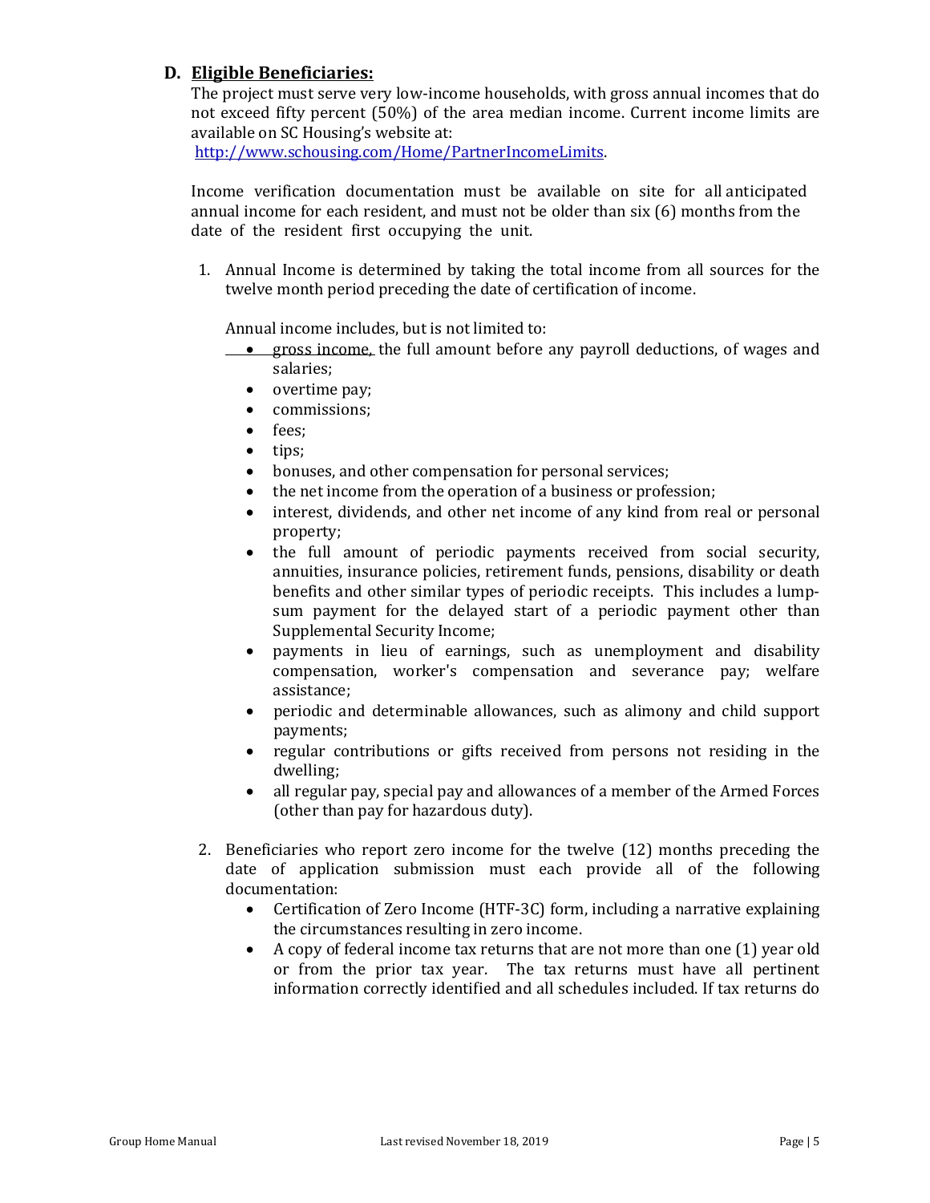## D. Eligible Beneficiaries:

The project must serve very low-income households, with gross annual incomes that do not exceed fifty percent (50%) of the area median income. Current income limits are available on SC Housing's website at: http://www.schousing.com/Home/PartnerIncomeLimits.

Income verification documentation must be available on site for all anticipated annual income for each resident, and must not be older than six (6) months from the date of the resident first occupying the unit.

1. Annual Income is determined by taking the total income from all sources for the twelve month period preceding the date of certification of income.

   Annual income includes, but is not limited to:

   - gross income, the full amount before any payroll deductions, of wages and salaries;
   - overtime pay;
   - commissions;
   - fees;
   - tips;
   - bonuses, and other compensation for personal services;
   - the net income from the operation of a business or profession;
   - interest, dividends, and other net income of any kind from real or personal property;
   - the full amount of periodic payments received from social security, annuities, insurance policies, retirement funds, pensions, disability or death benefits and other similar types of periodic receipts. This includes a lump-sum payment for the delayed start of a periodic payment other than Supplemental Security Income;
   - payments in lieu of earnings, such as unemployment and disability compensation, worker's compensation and severance pay; welfare assistance;
   - periodic and determinable allowances, such as alimony and child support payments;
   - regular contributions or gifts received from persons not residing in the dwelling;
   - all regular pay, special pay and allowances of a member of the Armed Forces (other than pay for hazardous duty).

2. Beneficiaries who report zero income for the twelve (12) months preceding the date of application submission must each provide all of the following documentation:
   - Certification of Zero Income (HTF-3C) form, including a narrative explaining the circumstances resulting in zero income.
   - A copy of federal income tax returns that are not more than one (1) year old or from the prior tax year. The tax returns must have all pertinent information correctly identified and all schedules included. If tax returns do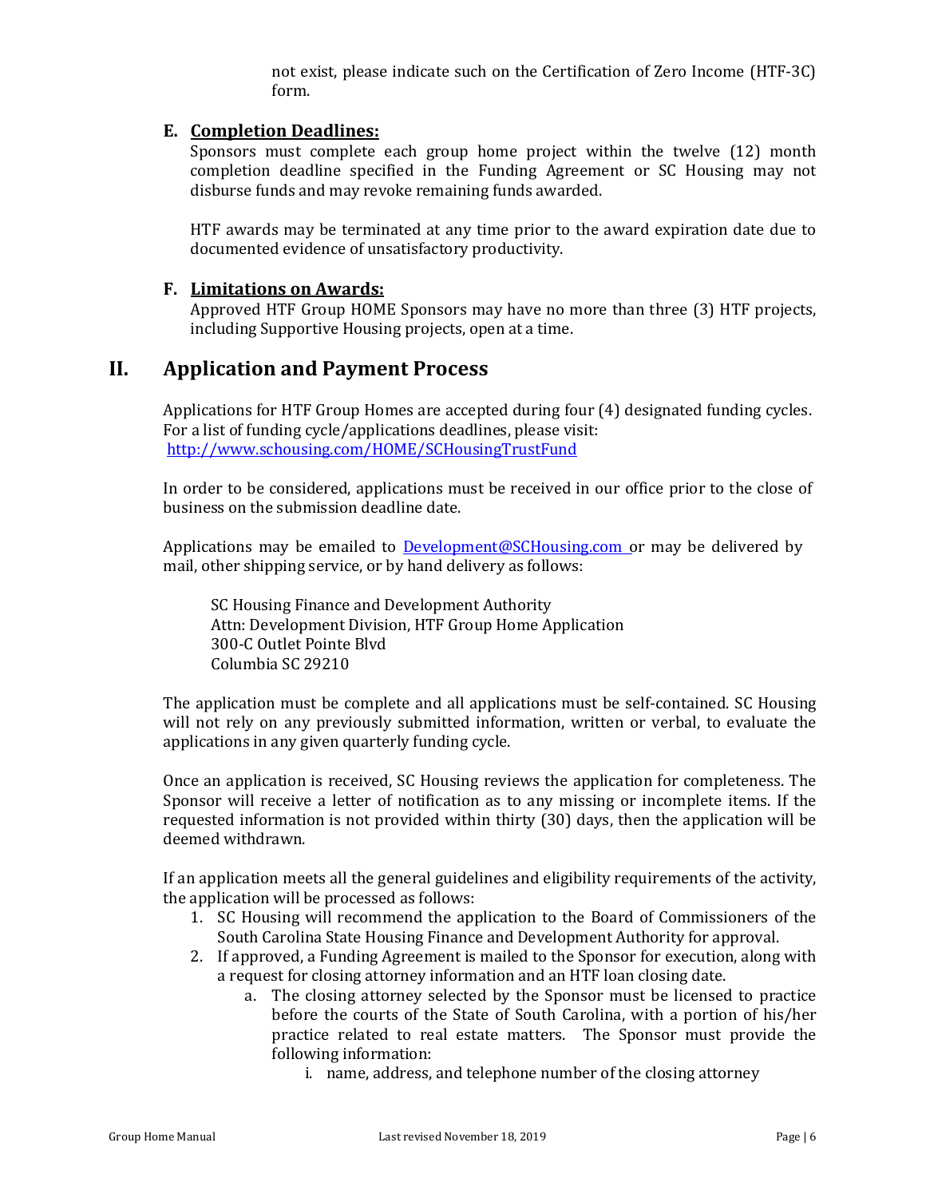not exist, please indicate such on the Certification of Zero Income (HTF-3C) form.

### E. Completion Deadlines:

Sponsors must complete each group home project within the twelve (12) month completion deadline specified in the Funding Agreement or SC Housing may not disburse funds and may revoke remaining funds awarded.

HTF awards may be terminated at any time prior to the award expiration date due to documented evidence of unsatisfactory productivity.

### F. Limitations on Awards:

Approved HTF Group HOME Sponsors may have no more than three (3) HTF projects, including Supportive Housing projects, open at a time.

## II. Application and Payment Process

Applications for HTF Group Homes are accepted during four (4) designated funding cycles. For a list of funding cycle/applications deadlines, please visit: http://www.schousing.com/HOME/SCHousingTrustFund

In order to be considered, applications must be received in our office prior to the close of business on the submission deadline date.

Applications may be emailed to Development@SCHousing.com or may be delivered by mail, other shipping service, or by hand delivery as follows:

SC Housing Finance and Development Authority
Attn: Development Division, HTF Group Home Application
300-C Outlet Pointe Blvd
Columbia SC 29210

The application must be complete and all applications must be self-contained. SC Housing will not rely on any previously submitted information, written or verbal, to evaluate the applications in any given quarterly funding cycle.

Once an application is received, SC Housing reviews the application for completeness. The Sponsor will receive a letter of notification as to any missing or incomplete items. If the requested information is not provided within thirty (30) days, then the application will be deemed withdrawn.

If an application meets all the general guidelines and eligibility requirements of the activity, the application will be processed as follows:

1. SC Housing will recommend the application to the Board of Commissioners of the South Carolina State Housing Finance and Development Authority for approval.
2. If approved, a Funding Agreement is mailed to the Sponsor for execution, along with a request for closing attorney information and an HTF loan closing date.
    a. The closing attorney selected by the Sponsor must be licensed to practice before the courts of the State of South Carolina, with a portion of his/her practice related to real estate matters. The Sponsor must provide the following information:
        i. name, address, and telephone number of the closing attorney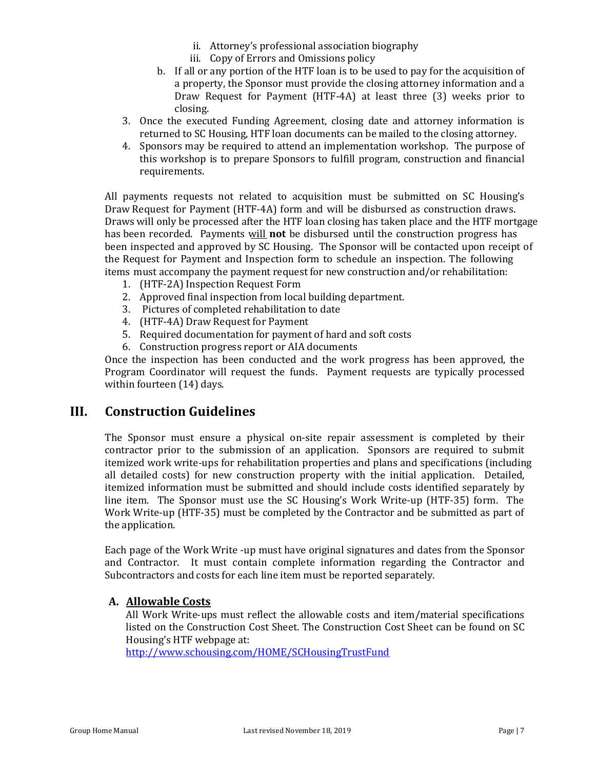ii. Attorney's professional association biography
  iii. Copy of Errors and Omissions policy

  b. If all or any portion of the HTF loan is to be used to pay for the acquisition of a property, the Sponsor must provide the closing attorney information and a Draw Request for Payment (HTF-4A) at least three (3) weeks prior to closing.

3. Once the executed Funding Agreement, closing date and attorney information is returned to SC Housing, HTF loan documents can be mailed to the closing attorney.
4. Sponsors may be required to attend an implementation workshop. The purpose of this workshop is to prepare Sponsors to fulfill program, construction and financial requirements.

All payments requests not related to acquisition must be submitted on SC Housing's Draw Request for Payment (HTF-4A) form and will be disbursed as construction draws. Draws will only be processed after the HTF loan closing has taken place and the HTF mortgage has been recorded. Payments <u>will</u> **not** be disbursed until the construction progress has been inspected and approved by SC Housing. The Sponsor will be contacted upon receipt of the Request for Payment and Inspection form to schedule an inspection. The following items must accompany the payment request for new construction and/or rehabilitation:

1. (HTF-2A) Inspection Request Form
2. Approved final inspection from local building department.
3. Pictures of completed rehabilitation to date
4. (HTF-4A) Draw Request for Payment
5. Required documentation for payment of hard and soft costs
6. Construction progress report or AIA documents

Once the inspection has been conducted and the work progress has been approved, the Program Coordinator will request the funds. Payment requests are typically processed within fourteen (14) days.

# III. Construction Guidelines

The Sponsor must ensure a physical on-site repair assessment is completed by their contractor prior to the submission of an application. Sponsors are required to submit itemized work write-ups for rehabilitation properties and plans and specifications (including all detailed costs) for new construction property with the initial application. Detailed, itemized information must be submitted and should include costs identified separately by line item. The Sponsor must use the SC Housing's Work Write-up (HTF-35) form. The Work Write-up (HTF-35) must be completed by the Contractor and be submitted as part of the application.

Each page of the Work Write -up must have original signatures and dates from the Sponsor and Contractor. It must contain complete information regarding the Contractor and Subcontractors and costs for each line item must be reported separately.

## A. <u>Allowable Costs</u>

All Work Write-ups must reflect the allowable costs and item/material specifications listed on the Construction Cost Sheet. The Construction Cost Sheet can be found on SC Housing's HTF webpage at:
http://www.schousing.com/HOME/SCHousingTrustFund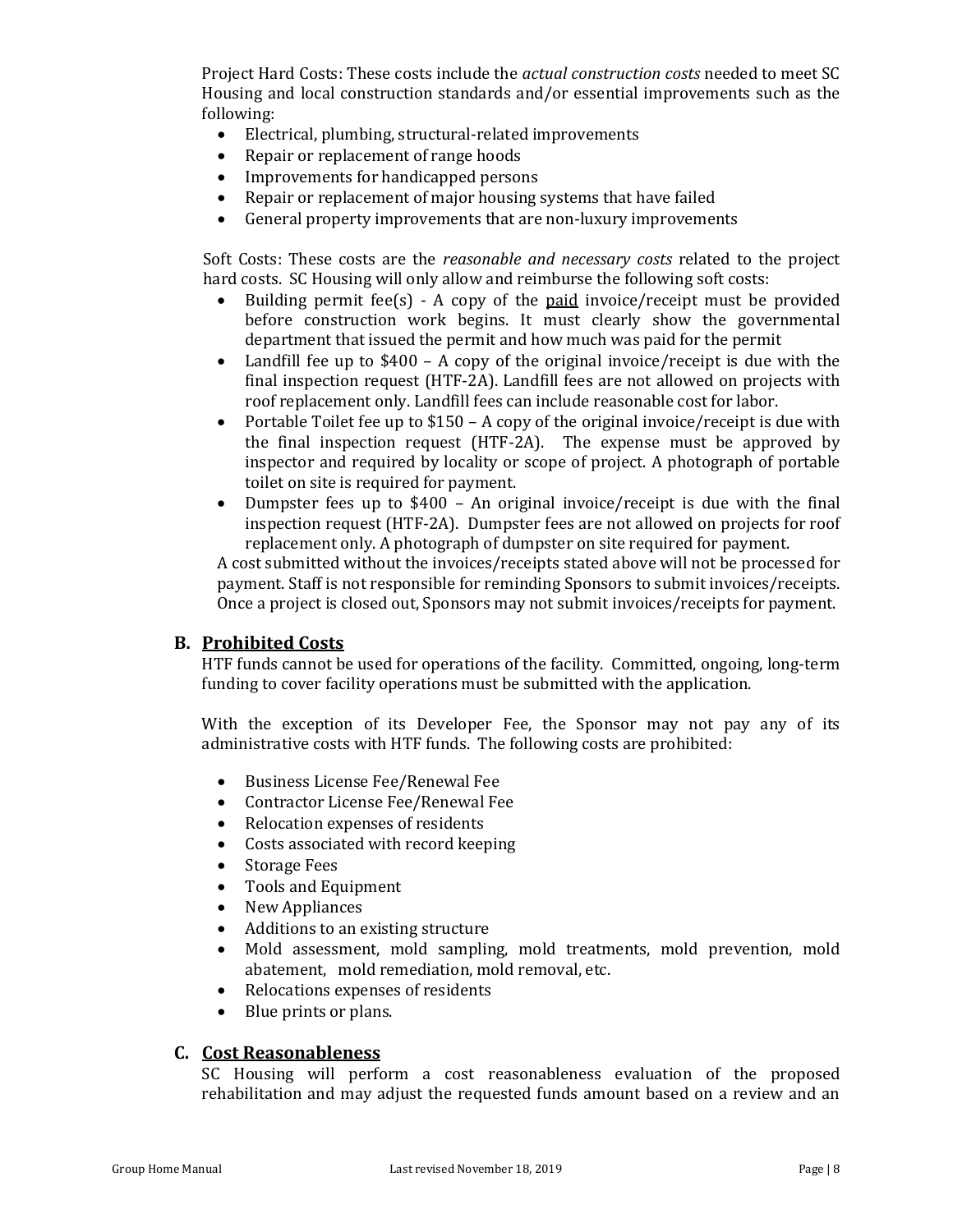Project Hard Costs: These costs include the *actual construction costs* needed to meet SC Housing and local construction standards and/or essential improvements such as the following:

- Electrical, plumbing, structural-related improvements
- Repair or replacement of range hoods
- Improvements for handicapped persons
- Repair or replacement of major housing systems that have failed
- General property improvements that are non-luxury improvements

Soft Costs: These costs are the *reasonable and necessary costs* related to the project hard costs. SC Housing will only allow and reimburse the following soft costs:

- Building permit fee(s) - A copy of the <u>paid</u> invoice/receipt must be provided before construction work begins. It must clearly show the governmental department that issued the permit and how much was paid for the permit
- Landfill fee up to $400 – A copy of the original invoice/receipt is due with the final inspection request (HTF-2A). Landfill fees are not allowed on projects with roof replacement only. Landfill fees can include reasonable cost for labor.
- Portable Toilet fee up to $150 – A copy of the original invoice/receipt is due with the final inspection request (HTF-2A). The expense must be approved by inspector and required by locality or scope of project. A photograph of portable toilet on site is required for payment.
- Dumpster fees up to $400 – An original invoice/receipt is due with the final inspection request (HTF-2A). Dumpster fees are not allowed on projects for roof replacement only. A photograph of dumpster on site required for payment.

A cost submitted without the invoices/receipts stated above will not be processed for payment. Staff is not responsible for reminding Sponsors to submit invoices/receipts. Once a project is closed out, Sponsors may not submit invoices/receipts for payment.

## B. <u>Prohibited Costs</u>

HTF funds cannot be used for operations of the facility. Committed, ongoing, long-term funding to cover facility operations must be submitted with the application.

With the exception of its Developer Fee, the Sponsor may not pay any of its administrative costs with HTF funds. The following costs are prohibited:

- Business License Fee/Renewal Fee
- Contractor License Fee/Renewal Fee
- Relocation expenses of residents
- Costs associated with record keeping
- Storage Fees
- Tools and Equipment
- New Appliances
- Additions to an existing structure
- Mold assessment, mold sampling, mold treatments, mold prevention, mold abatement, mold remediation, mold removal, etc.
- Relocations expenses of residents
- Blue prints or plans.

## C. <u>Cost Reasonableness</u>

SC Housing will perform a cost reasonableness evaluation of the proposed rehabilitation and may adjust the requested funds amount based on a review and an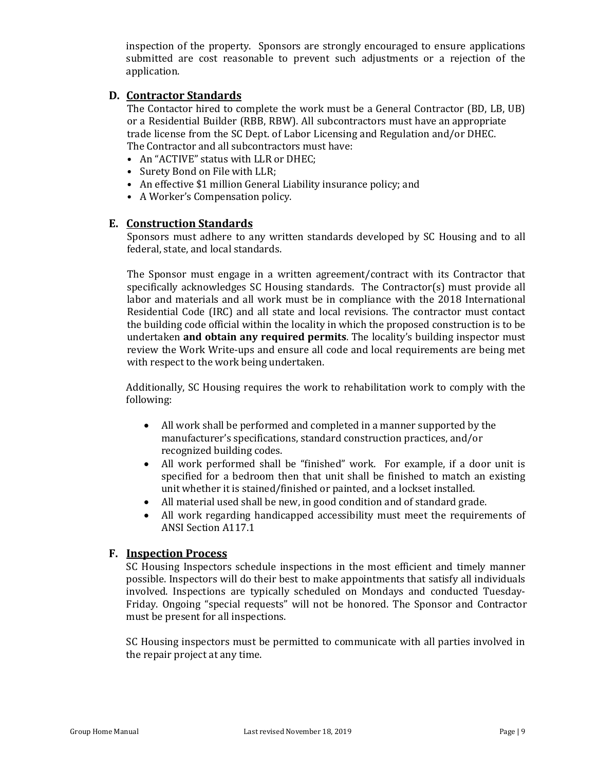inspection of the property. Sponsors are strongly encouraged to ensure applications submitted are cost reasonable to prevent such adjustments or a rejection of the application.

## D. Contractor Standards

The Contactor hired to complete the work must be a General Contractor (BD, LB, UB) or a Residential Builder (RBB, RBW). All subcontractors must have an appropriate trade license from the SC Dept. of Labor Licensing and Regulation and/or DHEC. The Contractor and all subcontractors must have:

- An "ACTIVE" status with LLR or DHEC;
- Surety Bond on File with LLR;
- An effective $1 million General Liability insurance policy; and
- A Worker's Compensation policy.

## E. Construction Standards

Sponsors must adhere to any written standards developed by SC Housing and to all federal, state, and local standards.

The Sponsor must engage in a written agreement/contract with its Contractor that specifically acknowledges SC Housing standards. The Contractor(s) must provide all labor and materials and all work must be in compliance with the 2018 International Residential Code (IRC) and all state and local revisions. The contractor must contact the building code official within the locality in which the proposed construction is to be undertaken **and obtain any required permits**. The locality's building inspector must review the Work Write-ups and ensure all code and local requirements are being met with respect to the work being undertaken.

Additionally, SC Housing requires the work to rehabilitation work to comply with the following:

- All work shall be performed and completed in a manner supported by the manufacturer's specifications, standard construction practices, and/or recognized building codes.
- All work performed shall be "finished" work. For example, if a door unit is specified for a bedroom then that unit shall be finished to match an existing unit whether it is stained/finished or painted, and a lockset installed.
- All material used shall be new, in good condition and of standard grade.
- All work regarding handicapped accessibility must meet the requirements of ANSI Section A117.1

## F. Inspection Process

SC Housing Inspectors schedule inspections in the most efficient and timely manner possible. Inspectors will do their best to make appointments that satisfy all individuals involved. Inspections are typically scheduled on Mondays and conducted Tuesday-Friday. Ongoing "special requests" will not be honored. The Sponsor and Contractor must be present for all inspections.

SC Housing inspectors must be permitted to communicate with all parties involved in the repair project at any time.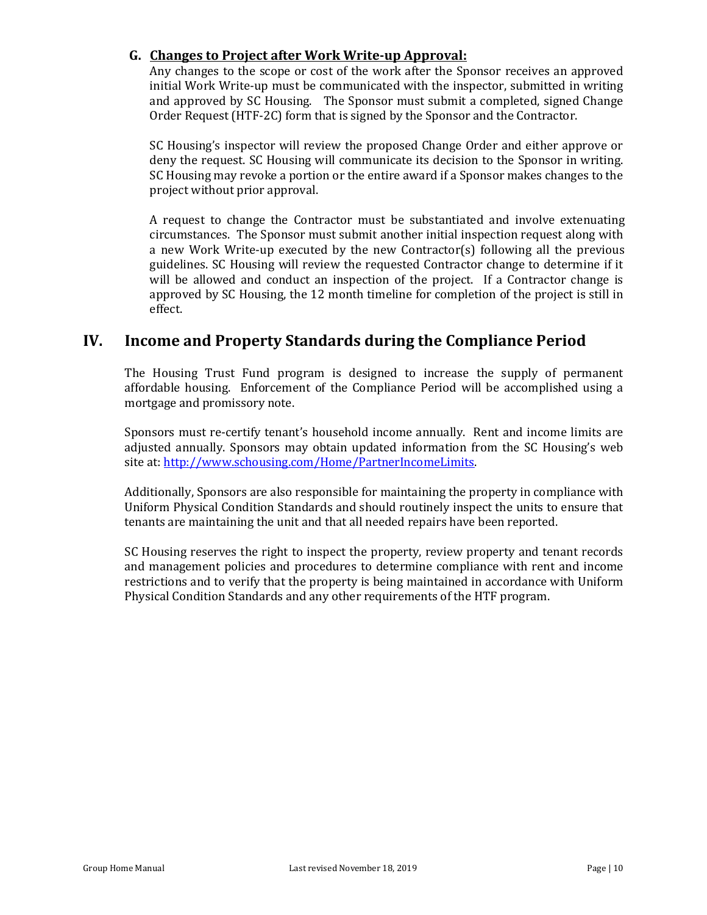### G. Changes to Project after Work Write-up Approval:

Any changes to the scope or cost of the work after the Sponsor receives an approved initial Work Write-up must be communicated with the inspector, submitted in writing and approved by SC Housing. The Sponsor must submit a completed, signed Change Order Request (HTF-2C) form that is signed by the Sponsor and the Contractor.

SC Housing's inspector will review the proposed Change Order and either approve or deny the request. SC Housing will communicate its decision to the Sponsor in writing. SC Housing may revoke a portion or the entire award if a Sponsor makes changes to the project without prior approval.

A request to change the Contractor must be substantiated and involve extenuating circumstances. The Sponsor must submit another initial inspection request along with a new Work Write-up executed by the new Contractor(s) following all the previous guidelines. SC Housing will review the requested Contractor change to determine if it will be allowed and conduct an inspection of the project. If a Contractor change is approved by SC Housing, the 12 month timeline for completion of the project is still in effect.

## IV. Income and Property Standards during the Compliance Period

The Housing Trust Fund program is designed to increase the supply of permanent affordable housing. Enforcement of the Compliance Period will be accomplished using a mortgage and promissory note.

Sponsors must re-certify tenant's household income annually. Rent and income limits are adjusted annually. Sponsors may obtain updated information from the SC Housing's web site at: http://www.schousing.com/Home/PartnerIncomeLimits.

Additionally, Sponsors are also responsible for maintaining the property in compliance with Uniform Physical Condition Standards and should routinely inspect the units to ensure that tenants are maintaining the unit and that all needed repairs have been reported.

SC Housing reserves the right to inspect the property, review property and tenant records and management policies and procedures to determine compliance with rent and income restrictions and to verify that the property is being maintained in accordance with Uniform Physical Condition Standards and any other requirements of the HTF program.